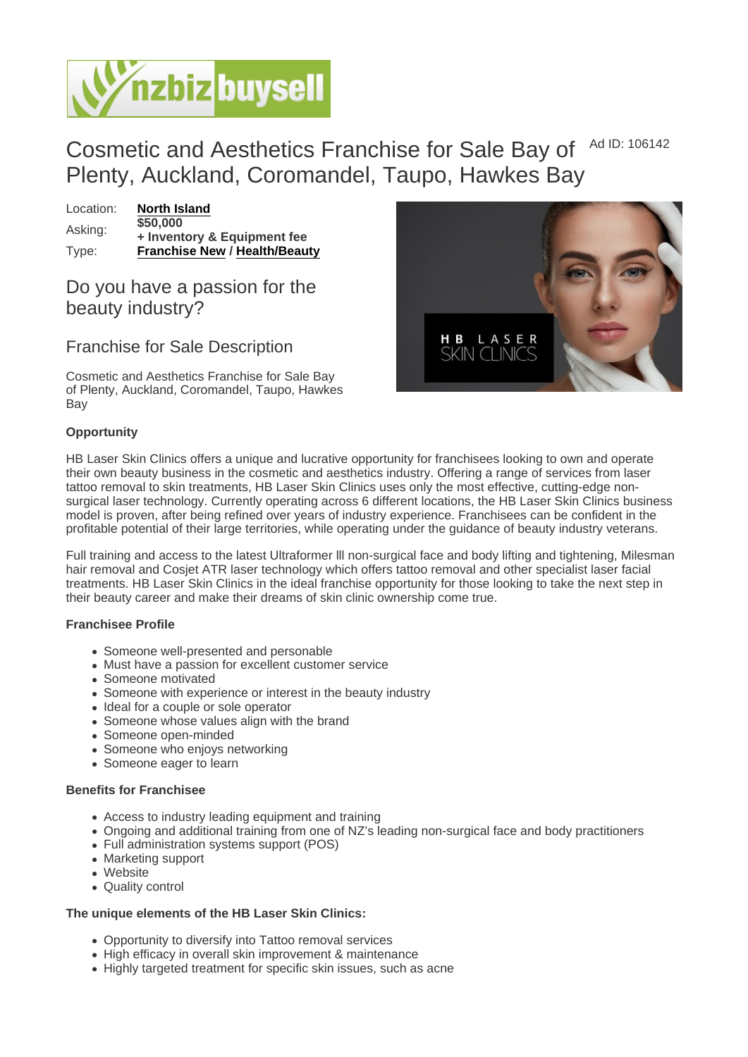# Cosmetic and Aesthetics Franchise for Sale Bay of Plenty, Auckland, Coromandel, Taupo, Hawkes Bay

Ad ID: 106142

| | |
|---|---|
| Location: | **North Island** |
| Asking: | **$50,000**<br>**+ Inventory & Equipment fee** |
| Type: | **Franchise New / Health/Beauty** |

## Do you have a passion for the beauty industry?

## Franchise for Sale Description

Cosmetic and Aesthetics Franchise for Sale Bay of Plenty, Auckland, Coromandel, Taupo, Hawkes Bay

**Opportunity**

HB Laser Skin Clinics offers a unique and lucrative opportunity for franchisees looking to own and operate their own beauty business in the cosmetic and aesthetics industry. Offering a range of services from laser tattoo removal to skin treatments, HB Laser Skin Clinics uses only the most effective, cutting-edge non-surgical laser technology. Currently operating across 6 different locations, the HB Laser Skin Clinics business model is proven, after being refined over years of industry experience. Franchisees can be confident in the profitable potential of their large territories, while operating under the guidance of beauty industry veterans.

Full training and access to the latest Ultraformer lll non-surgical face and body lifting and tightening, Milesman hair removal and Cosjet ATR laser technology which offers tattoo removal and other specialist laser facial treatments. HB Laser Skin Clinics in the ideal franchise opportunity for those looking to take the next step in their beauty career and make their dreams of skin clinic ownership come true.

**Franchisee Profile**

- Someone well-presented and personable
- Must have a passion for excellent customer service
- Someone motivated
- Someone with experience or interest in the beauty industry
- Ideal for a couple or sole operator
- Someone whose values align with the brand
- Someone open-minded
- Someone who enjoys networking
- Someone eager to learn

**Benefits for Franchisee**

- Access to industry leading equipment and training
- Ongoing and additional training from one of NZ's leading non-surgical face and body practitioners
- Full administration systems support (POS)
- Marketing support
- Website
- Quality control

**The unique elements of the HB Laser Skin Clinics:**

- Opportunity to diversify into Tattoo removal services
- High efficacy in overall skin improvement & maintenance
- Highly targeted treatment for specific skin issues, such as acne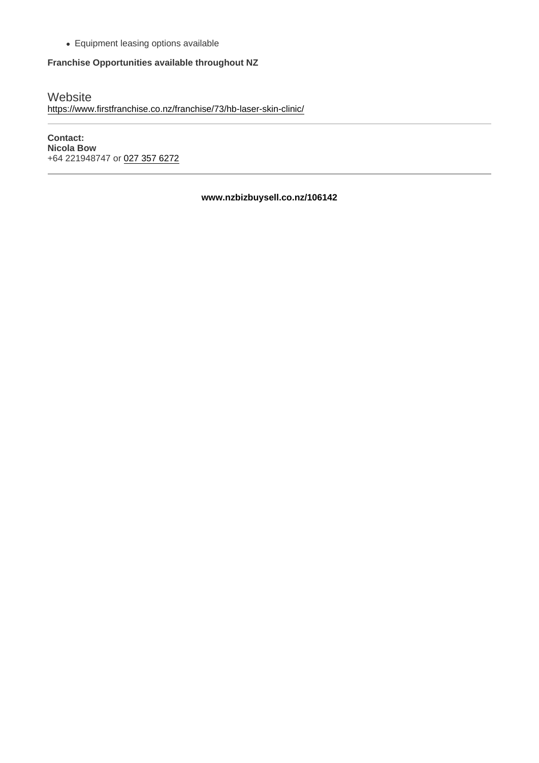- Equipment leasing options available

**Franchise Opportunities available throughout NZ**

Website
https://www.firstfranchise.co.nz/franchise/73/hb-laser-skin-clinic/

---

**Contact:**
**Nicola Bow**
+64 221948747 or 027 357 6272

---

**www.nzbizbuysell.co.nz/106142**